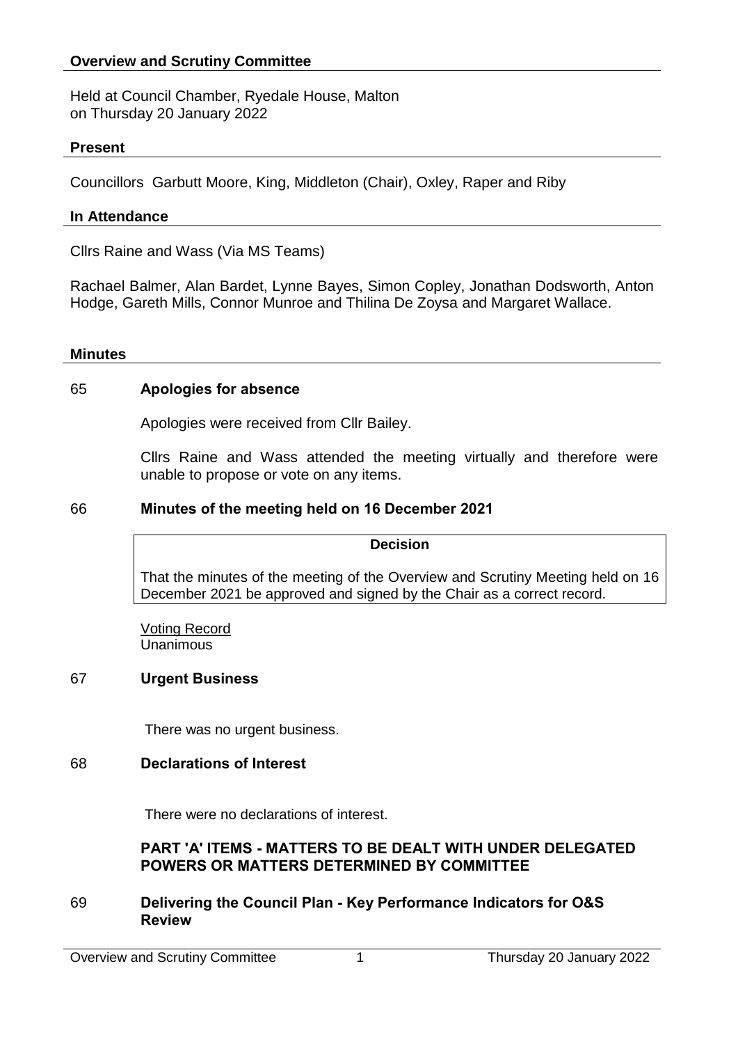## Overview and Scrutiny Committee

Held at Council Chamber, Ryedale House, Malton
on Thursday 20 January 2022

### Present

Councillors Garbutt Moore, King, Middleton (Chair), Oxley, Raper and Riby

### In Attendance

Cllrs Raine and Wass (Via MS Teams)

Rachael Balmer, Alan Bardet, Lynne Bayes, Simon Copley, Jonathan Dodsworth, Anton Hodge, Gareth Mills, Connor Munroe and Thilina De Zoysa and Margaret Wallace.

### Minutes

**65 Apologies for absence**

Apologies were received from Cllr Bailey.

Cllrs Raine and Wass attended the meeting virtually and therefore were unable to propose or vote on any items.

**66 Minutes of the meeting held on 16 December 2021**

**Decision**

That the minutes of the meeting of the Overview and Scrutiny Meeting held on 16 December 2021 be approved and signed by the Chair as a correct record.

Voting Record
Unanimous

**67 Urgent Business**

There was no urgent business.

**68 Declarations of Interest**

There were no declarations of interest.

**PART 'A' ITEMS - MATTERS TO BE DEALT WITH UNDER DELEGATED POWERS OR MATTERS DETERMINED BY COMMITTEE**

**69 Delivering the Council Plan - Key Performance Indicators for O&S Review**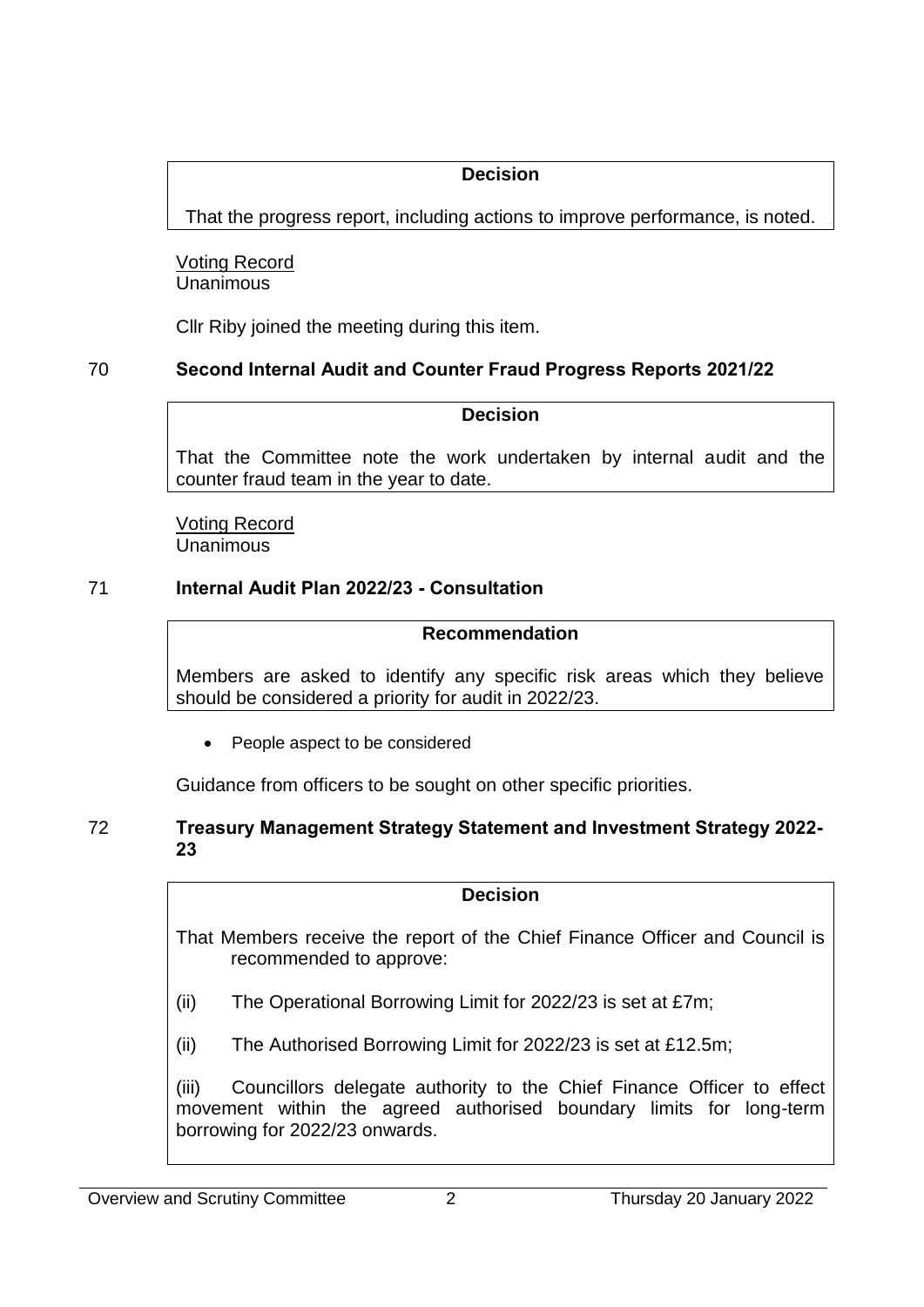**Decision**

That the progress report, including actions to improve performance, is noted.

Voting Record
Unanimous

Cllr Riby joined the meeting during this item.

## 70 Second Internal Audit and Counter Fraud Progress Reports 2021/22

**Decision**

That the Committee note the work undertaken by internal audit and the counter fraud team in the year to date.

Voting Record
Unanimous

## 71 Internal Audit Plan 2022/23 - Consultation

**Recommendation**

Members are asked to identify any specific risk areas which they believe should be considered a priority for audit in 2022/23.

- People aspect to be considered

Guidance from officers to be sought on other specific priorities.

## 72 Treasury Management Strategy Statement and Investment Strategy 2022-23

**Decision**

That Members receive the report of the Chief Finance Officer and Council is recommended to approve:

(ii) The Operational Borrowing Limit for 2022/23 is set at £7m;

(ii) The Authorised Borrowing Limit for 2022/23 is set at £12.5m;

(iii) Councillors delegate authority to the Chief Finance Officer to effect movement within the agreed authorised boundary limits for long-term borrowing for 2022/23 onwards.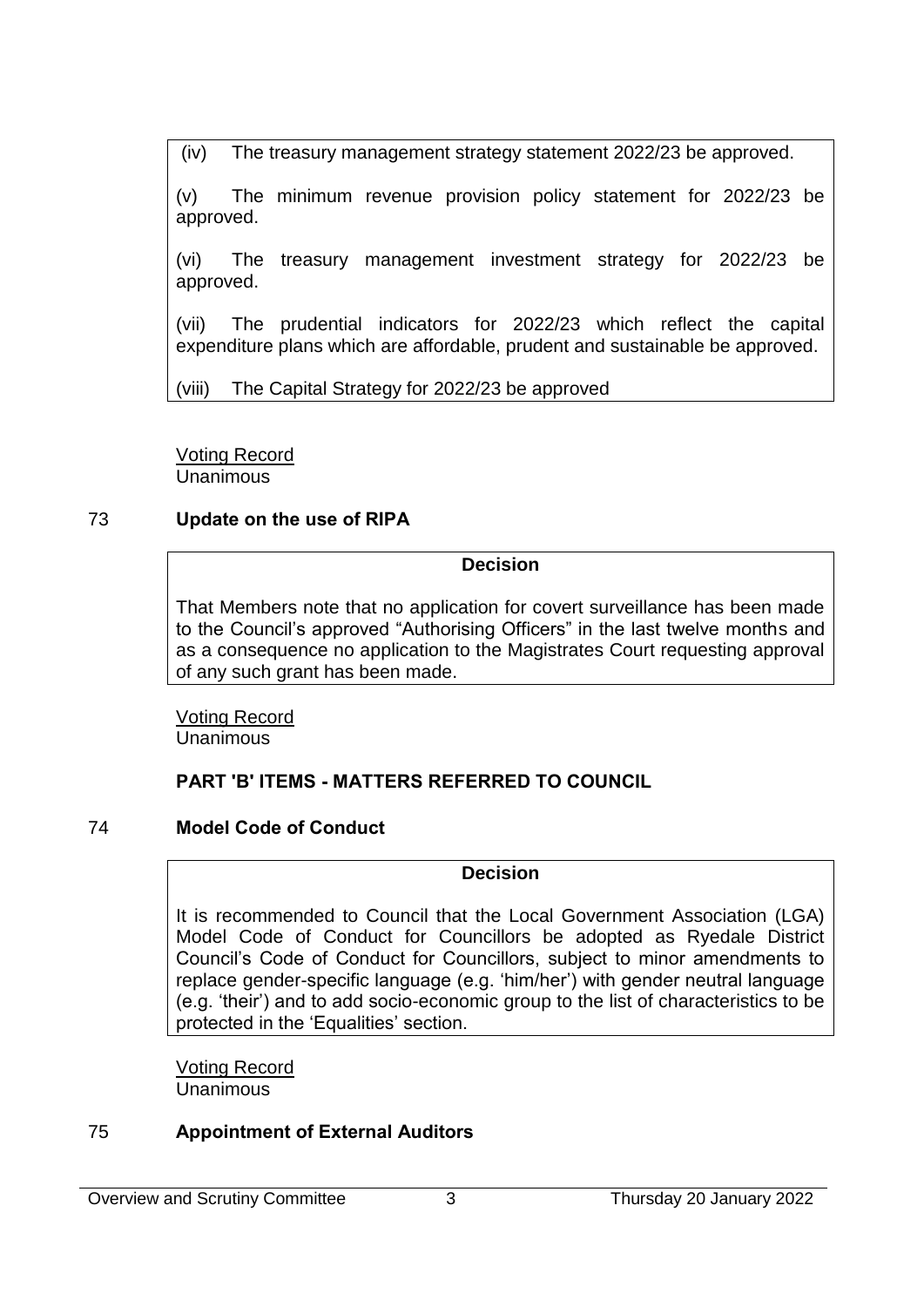(iv) The treasury management strategy statement 2022/23 be approved.

(v) The minimum revenue provision policy statement for 2022/23 be approved.

(vi) The treasury management investment strategy for 2022/23 be approved.

(vii) The prudential indicators for 2022/23 which reflect the capital expenditure plans which are affordable, prudent and sustainable be approved.

(viii) The Capital Strategy for 2022/23 be approved

Voting Record
Unanimous

## 73 Update on the use of RIPA

**Decision**

That Members note that no application for covert surveillance has been made to the Council's approved "Authorising Officers" in the last twelve months and as a consequence no application to the Magistrates Court requesting approval of any such grant has been made.

Voting Record
Unanimous

## PART 'B' ITEMS - MATTERS REFERRED TO COUNCIL

## 74 Model Code of Conduct

**Decision**

It is recommended to Council that the Local Government Association (LGA) Model Code of Conduct for Councillors be adopted as Ryedale District Council's Code of Conduct for Councillors, subject to minor amendments to replace gender-specific language (e.g. 'him/her') with gender neutral language (e.g. 'their') and to add socio-economic group to the list of characteristics to be protected in the 'Equalities' section.

Voting Record
Unanimous

## 75 Appointment of External Auditors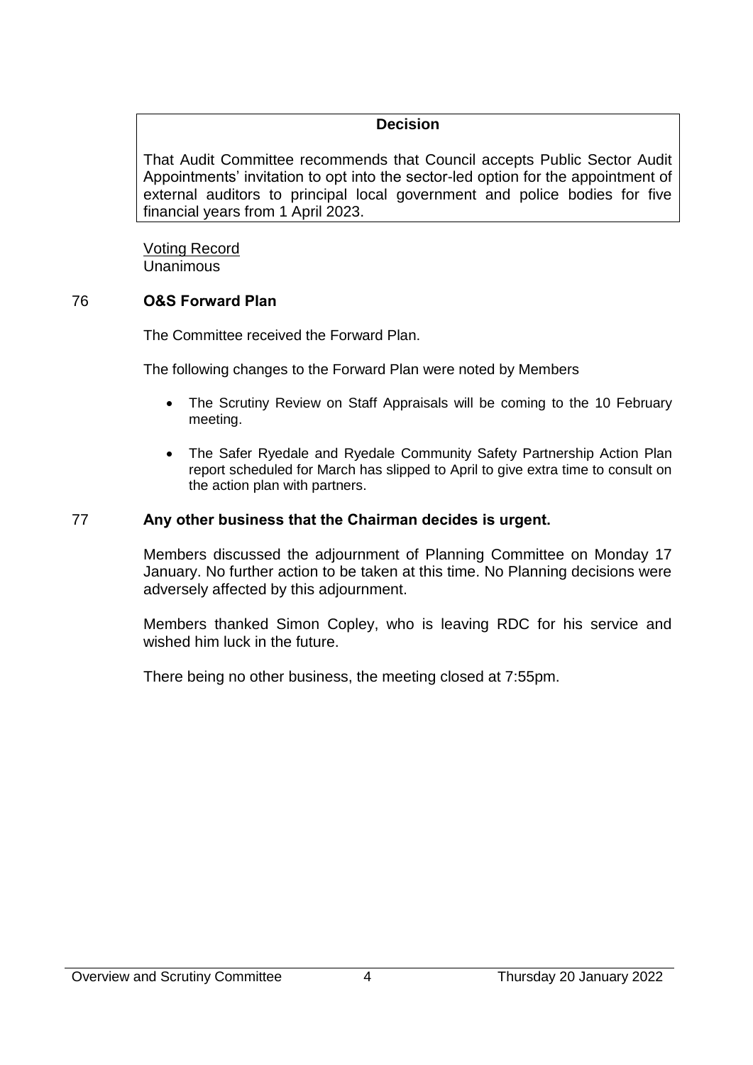**Decision**

That Audit Committee recommends that Council accepts Public Sector Audit Appointments' invitation to opt into the sector-led option for the appointment of external auditors to principal local government and police bodies for five financial years from 1 April 2023.

Voting Record
Unanimous

## 76 O&S Forward Plan

The Committee received the Forward Plan.

The following changes to the Forward Plan were noted by Members

- The Scrutiny Review on Staff Appraisals will be coming to the 10 February meeting.
- The Safer Ryedale and Ryedale Community Safety Partnership Action Plan report scheduled for March has slipped to April to give extra time to consult on the action plan with partners.

## 77 Any other business that the Chairman decides is urgent.

Members discussed the adjournment of Planning Committee on Monday 17 January. No further action to be taken at this time. No Planning decisions were adversely affected by this adjournment.

Members thanked Simon Copley, who is leaving RDC for his service and wished him luck in the future.

There being no other business, the meeting closed at 7:55pm.